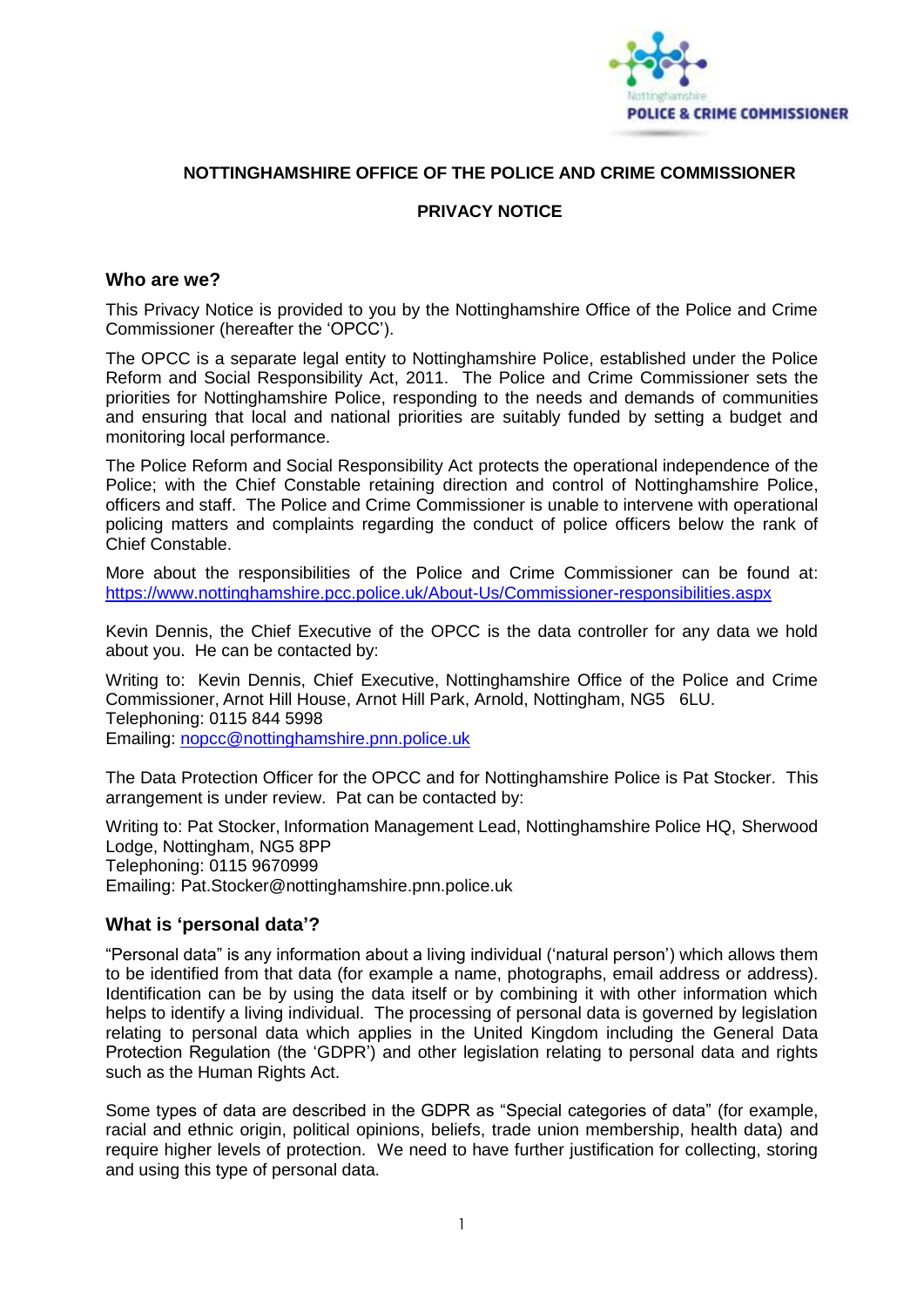**NOTTINGHAMSHIRE OFFICE OF THE POLICE AND CRIME COMMISSIONER**

**PRIVACY NOTICE**

## Who are we?

This Privacy Notice is provided to you by the Nottinghamshire Office of the Police and Crime Commissioner (hereafter the 'OPCC').

The OPCC is a separate legal entity to Nottinghamshire Police, established under the Police Reform and Social Responsibility Act, 2011. The Police and Crime Commissioner sets the priorities for Nottinghamshire Police, responding to the needs and demands of communities and ensuring that local and national priorities are suitably funded by setting a budget and monitoring local performance.

The Police Reform and Social Responsibility Act protects the operational independence of the Police; with the Chief Constable retaining direction and control of Nottinghamshire Police, officers and staff. The Police and Crime Commissioner is unable to intervene with operational policing matters and complaints regarding the conduct of police officers below the rank of Chief Constable.

More about the responsibilities of the Police and Crime Commissioner can be found at: https://www.nottinghamshire.pcc.police.uk/About-Us/Commissioner-responsibilities.aspx

Kevin Dennis, the Chief Executive of the OPCC is the data controller for any data we hold about you. He can be contacted by:

Writing to: Kevin Dennis, Chief Executive, Nottinghamshire Office of the Police and Crime Commissioner, Arnot Hill House, Arnot Hill Park, Arnold, Nottingham, NG5 6LU.
Telephoning: 0115 844 5998
Emailing: nopcc@nottinghamshire.pnn.police.uk

The Data Protection Officer for the OPCC and for Nottinghamshire Police is Pat Stocker. This arrangement is under review. Pat can be contacted by:

Writing to: Pat Stocker, Information Management Lead, Nottinghamshire Police HQ, Sherwood Lodge, Nottingham, NG5 8PP
Telephoning: 0115 9670999
Emailing: Pat.Stocker@nottinghamshire.pnn.police.uk

## What is 'personal data'?

"Personal data" is any information about a living individual ('natural person') which allows them to be identified from that data (for example a name, photographs, email address or address). Identification can be by using the data itself or by combining it with other information which helps to identify a living individual. The processing of personal data is governed by legislation relating to personal data which applies in the United Kingdom including the General Data Protection Regulation (the 'GDPR') and other legislation relating to personal data and rights such as the Human Rights Act.

Some types of data are described in the GDPR as "Special categories of data" (for example, racial and ethnic origin, political opinions, beliefs, trade union membership, health data) and require higher levels of protection. We need to have further justification for collecting, storing and using this type of personal data.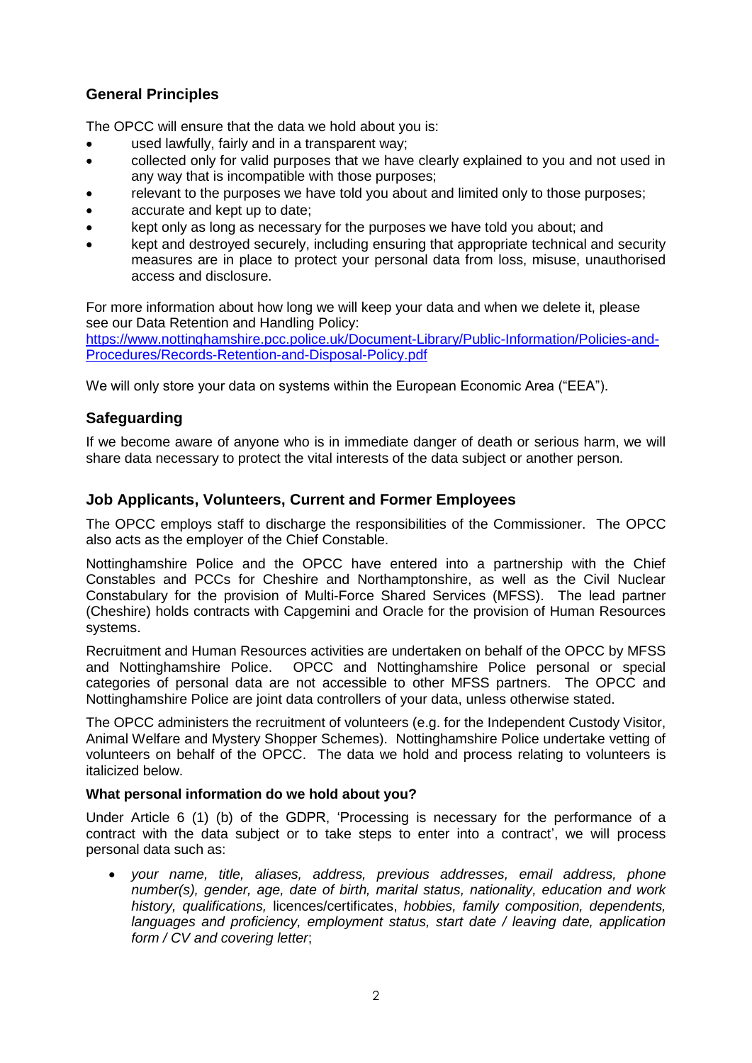## General Principles

The OPCC will ensure that the data we hold about you is:

- used lawfully, fairly and in a transparent way;
- collected only for valid purposes that we have clearly explained to you and not used in any way that is incompatible with those purposes;
- relevant to the purposes we have told you about and limited only to those purposes;
- accurate and kept up to date;
- kept only as long as necessary for the purposes we have told you about; and
- kept and destroyed securely, including ensuring that appropriate technical and security measures are in place to protect your personal data from loss, misuse, unauthorised access and disclosure.

For more information about how long we will keep your data and when we delete it, please see our Data Retention and Handling Policy: [https://www.nottinghamshire.pcc.police.uk/Document-Library/Public-Information/Policies-and-Procedures/Records-Retention-and-Disposal-Policy.pdf](https://www.nottinghamshire.pcc.police.uk/Document-Library/Public-Information/Policies-and-Procedures/Records-Retention-and-Disposal-Policy.pdf)

We will only store your data on systems within the European Economic Area ("EEA").

## Safeguarding

If we become aware of anyone who is in immediate danger of death or serious harm, we will share data necessary to protect the vital interests of the data subject or another person.

## Job Applicants, Volunteers, Current and Former Employees

The OPCC employs staff to discharge the responsibilities of the Commissioner. The OPCC also acts as the employer of the Chief Constable.

Nottinghamshire Police and the OPCC have entered into a partnership with the Chief Constables and PCCs for Cheshire and Northamptonshire, as well as the Civil Nuclear Constabulary for the provision of Multi-Force Shared Services (MFSS). The lead partner (Cheshire) holds contracts with Capgemini and Oracle for the provision of Human Resources systems.

Recruitment and Human Resources activities are undertaken on behalf of the OPCC by MFSS and Nottinghamshire Police. OPCC and Nottinghamshire Police personal or special categories of personal data are not accessible to other MFSS partners. The OPCC and Nottinghamshire Police are joint data controllers of your data, unless otherwise stated.

The OPCC administers the recruitment of volunteers (e.g. for the Independent Custody Visitor, Animal Welfare and Mystery Shopper Schemes). Nottinghamshire Police undertake vetting of volunteers on behalf of the OPCC. The data we hold and process relating to volunteers is italicized below.

**What personal information do we hold about you?**

Under Article 6 (1) (b) of the GDPR, 'Processing is necessary for the performance of a contract with the data subject or to take steps to enter into a contract', we will process personal data such as:

- *your name, title, aliases, address, previous addresses, email address, phone number(s), gender, age, date of birth, marital status, nationality, education and work history, qualifications,* licences/certificates, *hobbies, family composition, dependents, languages and proficiency, employment status, start date / leaving date, application form / CV and covering letter*;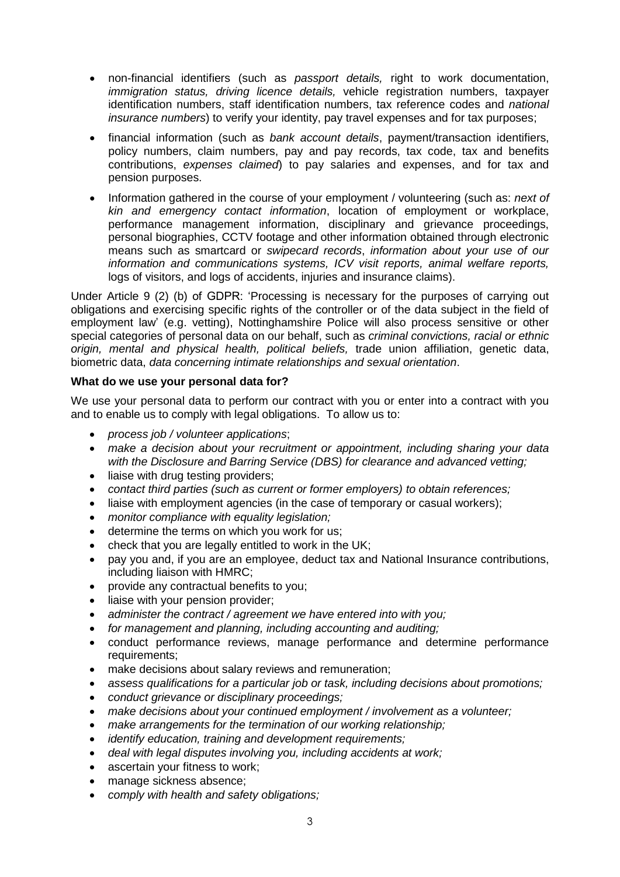- non-financial identifiers (such as *passport details,* right to work documentation, *immigration status, driving licence details,* vehicle registration numbers, taxpayer identification numbers, staff identification numbers, tax reference codes and *national insurance numbers*) to verify your identity, pay travel expenses and for tax purposes;
- financial information (such as *bank account details*, payment/transaction identifiers, policy numbers, claim numbers, pay and pay records, tax code, tax and benefits contributions, *expenses claimed*) to pay salaries and expenses, and for tax and pension purposes.
- Information gathered in the course of your employment / volunteering (such as: *next of kin and emergency contact information*, location of employment or workplace, performance management information, disciplinary and grievance proceedings, personal biographies, CCTV footage and other information obtained through electronic means such as smartcard or *swipecard records*, *information about your use of our information and communications systems, ICV visit reports, animal welfare reports,* logs of visitors, and logs of accidents, injuries and insurance claims).

Under Article 9 (2) (b) of GDPR: 'Processing is necessary for the purposes of carrying out obligations and exercising specific rights of the controller or of the data subject in the field of employment law' (e.g. vetting), Nottinghamshire Police will also process sensitive or other special categories of personal data on our behalf, such as *criminal convictions, racial or ethnic origin, mental and physical health, political beliefs,* trade union affiliation, genetic data, biometric data, *data concerning intimate relationships and sexual orientation*.

**What do we use your personal data for?**

We use your personal data to perform our contract with you or enter into a contract with you and to enable us to comply with legal obligations. To allow us to:

- *process job / volunteer applications*;
- *make a decision about your recruitment or appointment, including sharing your data with the Disclosure and Barring Service (DBS) for clearance and advanced vetting;*
- liaise with drug testing providers;
- *contact third parties (such as current or former employers) to obtain references;*
- liaise with employment agencies (in the case of temporary or casual workers);
- *monitor compliance with equality legislation;*
- determine the terms on which you work for us;
- check that you are legally entitled to work in the UK;
- pay you and, if you are an employee, deduct tax and National Insurance contributions, including liaison with HMRC;
- provide any contractual benefits to you;
- liaise with your pension provider;
- *administer the contract / agreement we have entered into with you;*
- *for management and planning, including accounting and auditing;*
- conduct performance reviews, manage performance and determine performance requirements;
- make decisions about salary reviews and remuneration;
- *assess qualifications for a particular job or task, including decisions about promotions;*
- *conduct grievance or disciplinary proceedings;*
- *make decisions about your continued employment / involvement as a volunteer;*
- *make arrangements for the termination of our working relationship;*
- *identify education, training and development requirements;*
- *deal with legal disputes involving you, including accidents at work;*
- ascertain your fitness to work;
- manage sickness absence;
- *comply with health and safety obligations;*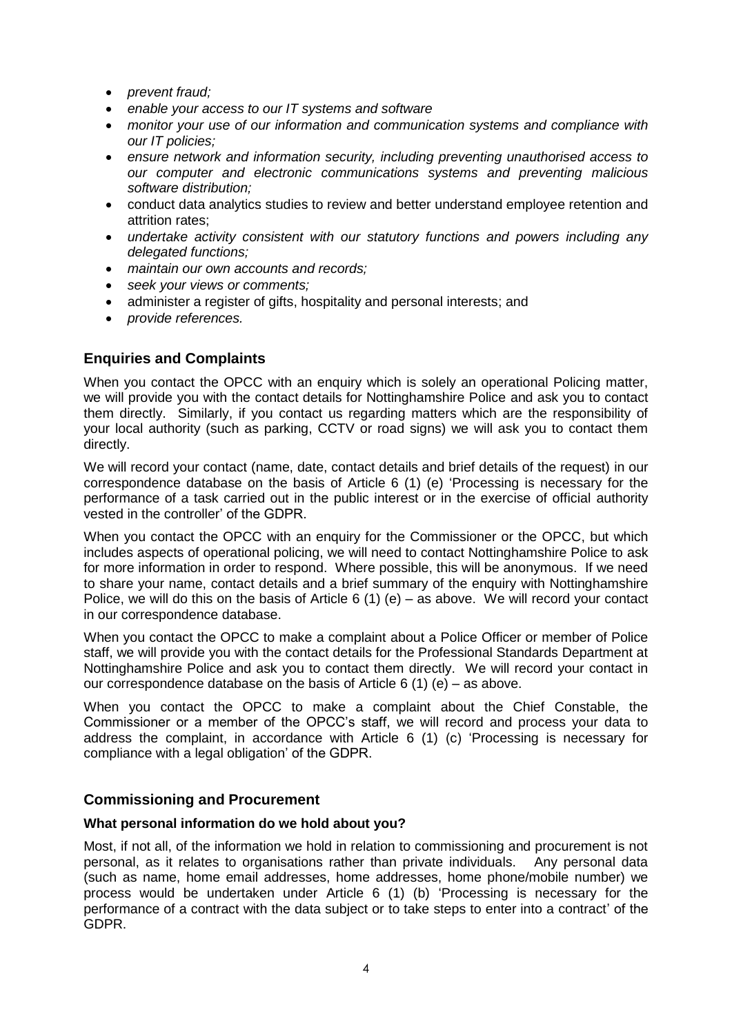- *prevent fraud;*
- *enable your access to our IT systems and software*
- *monitor your use of our information and communication systems and compliance with our IT policies;*
- *ensure network and information security, including preventing unauthorised access to our computer and electronic communications systems and preventing malicious software distribution;*
- conduct data analytics studies to review and better understand employee retention and attrition rates;
- *undertake activity consistent with our statutory functions and powers including any delegated functions;*
- *maintain our own accounts and records;*
- *seek your views or comments;*
- administer a register of gifts, hospitality and personal interests; and
- *provide references.*

## Enquiries and Complaints

When you contact the OPCC with an enquiry which is solely an operational Policing matter, we will provide you with the contact details for Nottinghamshire Police and ask you to contact them directly. Similarly, if you contact us regarding matters which are the responsibility of your local authority (such as parking, CCTV or road signs) we will ask you to contact them directly.

We will record your contact (name, date, contact details and brief details of the request) in our correspondence database on the basis of Article 6 (1) (e) 'Processing is necessary for the performance of a task carried out in the public interest or in the exercise of official authority vested in the controller' of the GDPR.

When you contact the OPCC with an enquiry for the Commissioner or the OPCC, but which includes aspects of operational policing, we will need to contact Nottinghamshire Police to ask for more information in order to respond. Where possible, this will be anonymous. If we need to share your name, contact details and a brief summary of the enquiry with Nottinghamshire Police, we will do this on the basis of Article 6 (1) (e) – as above. We will record your contact in our correspondence database.

When you contact the OPCC to make a complaint about a Police Officer or member of Police staff, we will provide you with the contact details for the Professional Standards Department at Nottinghamshire Police and ask you to contact them directly. We will record your contact in our correspondence database on the basis of Article 6 (1) (e) – as above.

When you contact the OPCC to make a complaint about the Chief Constable, the Commissioner or a member of the OPCC's staff, we will record and process your data to address the complaint, in accordance with Article 6 (1) (c) 'Processing is necessary for compliance with a legal obligation' of the GDPR.

## Commissioning and Procurement

### What personal information do we hold about you?

Most, if not all, of the information we hold in relation to commissioning and procurement is not personal, as it relates to organisations rather than private individuals. Any personal data (such as name, home email addresses, home addresses, home phone/mobile number) we process would be undertaken under Article 6 (1) (b) 'Processing is necessary for the performance of a contract with the data subject or to take steps to enter into a contract' of the GDPR.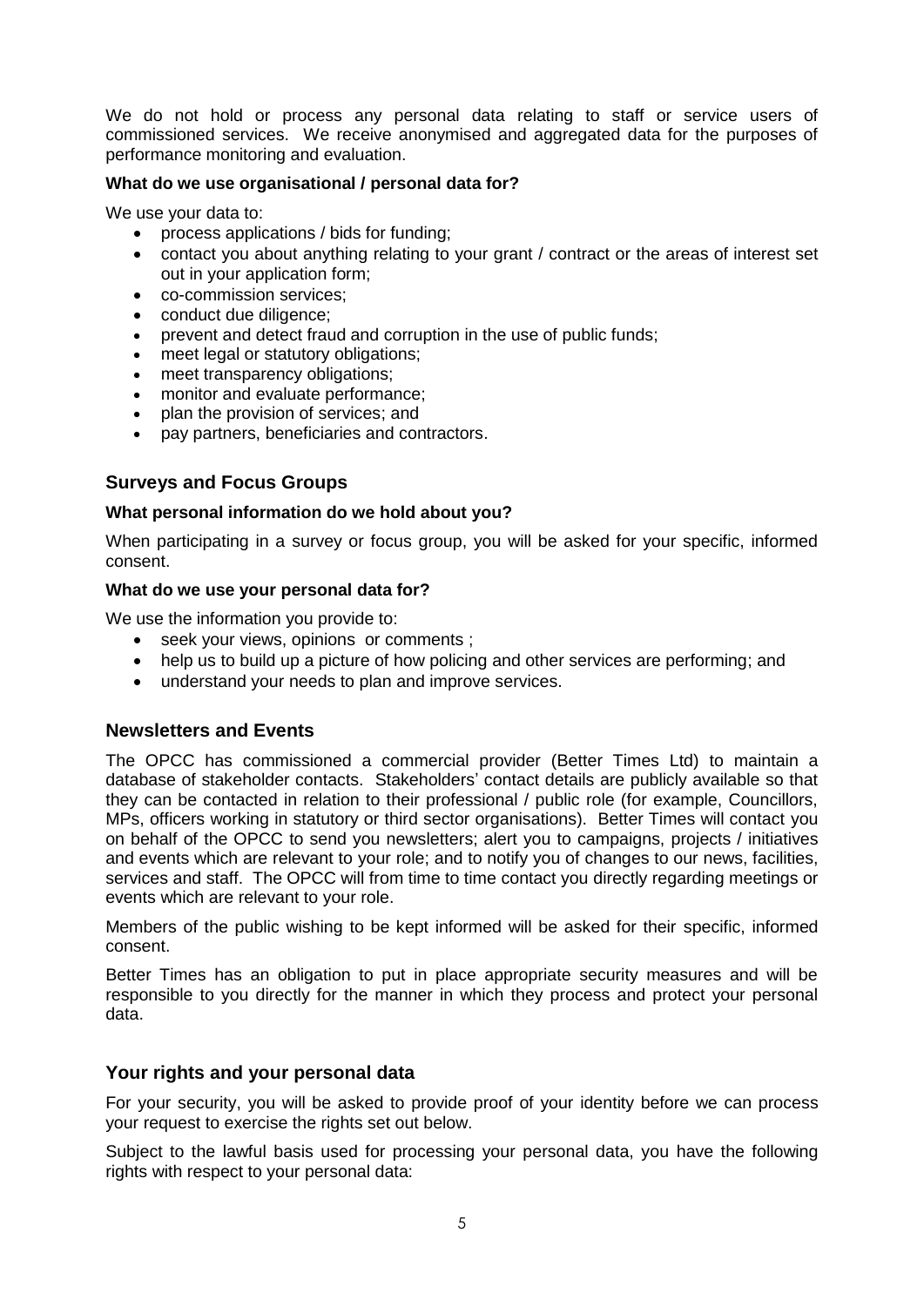We do not hold or process any personal data relating to staff or service users of commissioned services. We receive anonymised and aggregated data for the purposes of performance monitoring and evaluation.

**What do we use organisational / personal data for?**

We use your data to:

- process applications / bids for funding;
- contact you about anything relating to your grant / contract or the areas of interest set out in your application form;
- co-commission services;
- conduct due diligence;
- prevent and detect fraud and corruption in the use of public funds;
- meet legal or statutory obligations;
- meet transparency obligations;
- monitor and evaluate performance;
- plan the provision of services; and
- pay partners, beneficiaries and contractors.

## Surveys and Focus Groups

**What personal information do we hold about you?**

When participating in a survey or focus group, you will be asked for your specific, informed consent.

**What do we use your personal data for?**

We use the information you provide to:

- seek your views, opinions or comments ;
- help us to build up a picture of how policing and other services are performing; and
- understand your needs to plan and improve services.

## Newsletters and Events

The OPCC has commissioned a commercial provider (Better Times Ltd) to maintain a database of stakeholder contacts. Stakeholders' contact details are publicly available so that they can be contacted in relation to their professional / public role (for example, Councillors, MPs, officers working in statutory or third sector organisations). Better Times will contact you on behalf of the OPCC to send you newsletters; alert you to campaigns, projects / initiatives and events which are relevant to your role; and to notify you of changes to our news, facilities, services and staff. The OPCC will from time to time contact you directly regarding meetings or events which are relevant to your role.

Members of the public wishing to be kept informed will be asked for their specific, informed consent.

Better Times has an obligation to put in place appropriate security measures and will be responsible to you directly for the manner in which they process and protect your personal data.

## Your rights and your personal data

For your security, you will be asked to provide proof of your identity before we can process your request to exercise the rights set out below.

Subject to the lawful basis used for processing your personal data, you have the following rights with respect to your personal data: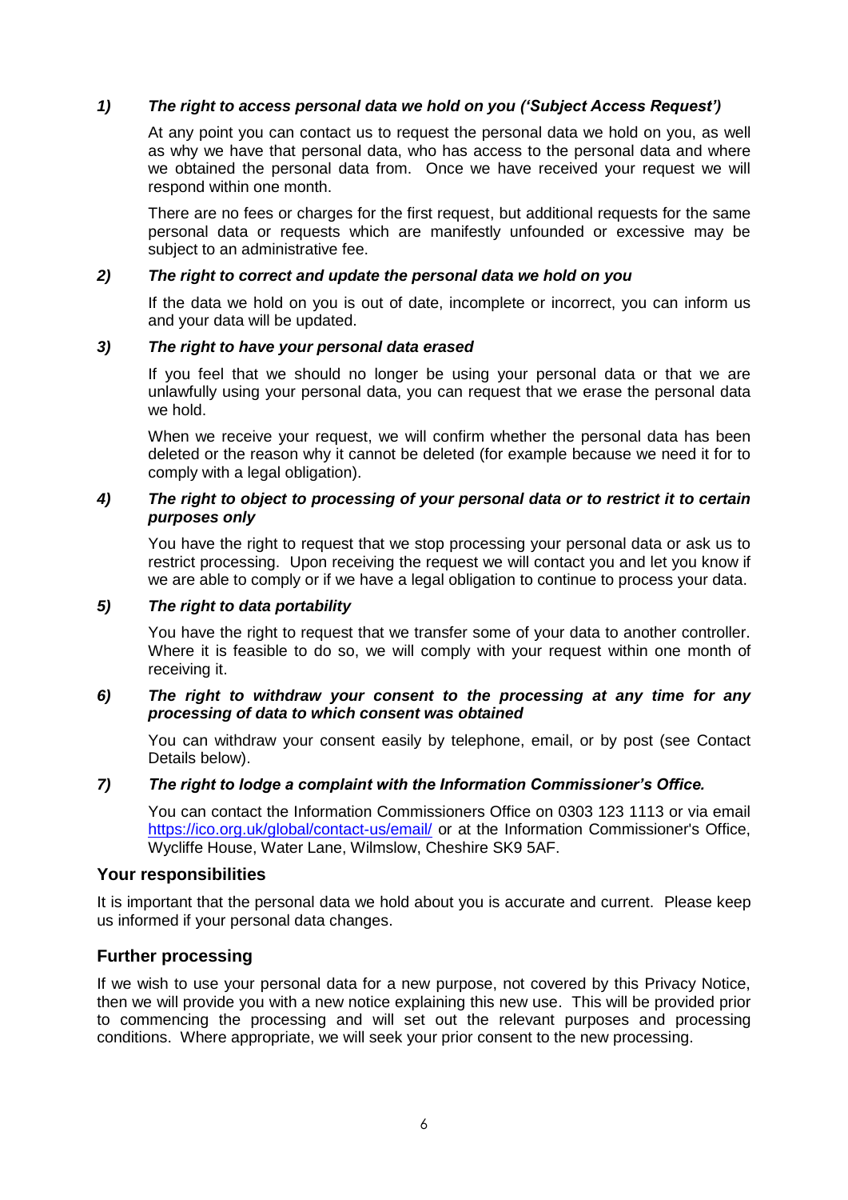**1) *The right to access personal data we hold on you ('Subject Access Request')***

At any point you can contact us to request the personal data we hold on you, as well as why we have that personal data, who has access to the personal data and where we obtained the personal data from. Once we have received your request we will respond within one month.

There are no fees or charges for the first request, but additional requests for the same personal data or requests which are manifestly unfounded or excessive may be subject to an administrative fee.

**2) *The right to correct and update the personal data we hold on you***

If the data we hold on you is out of date, incomplete or incorrect, you can inform us and your data will be updated.

**3) *The right to have your personal data erased***

If you feel that we should no longer be using your personal data or that we are unlawfully using your personal data, you can request that we erase the personal data we hold.

When we receive your request, we will confirm whether the personal data has been deleted or the reason why it cannot be deleted (for example because we need it for to comply with a legal obligation).

**4) *The right to object to processing of your personal data or to restrict it to certain purposes only***

You have the right to request that we stop processing your personal data or ask us to restrict processing. Upon receiving the request we will contact you and let you know if we are able to comply or if we have a legal obligation to continue to process your data.

**5) *The right to data portability***

You have the right to request that we transfer some of your data to another controller. Where it is feasible to do so, we will comply with your request within one month of receiving it.

**6) *The right to withdraw your consent to the processing at any time for any processing of data to which consent was obtained***

You can withdraw your consent easily by telephone, email, or by post (see Contact Details below).

**7) *The right to lodge a complaint with the Information Commissioner's Office.***

You can contact the Information Commissioners Office on 0303 123 1113 or via email https://ico.org.uk/global/contact-us/email/ or at the Information Commissioner's Office, Wycliffe House, Water Lane, Wilmslow, Cheshire SK9 5AF.

## Your responsibilities

It is important that the personal data we hold about you is accurate and current. Please keep us informed if your personal data changes.

## Further processing

If we wish to use your personal data for a new purpose, not covered by this Privacy Notice, then we will provide you with a new notice explaining this new use. This will be provided prior to commencing the processing and will set out the relevant purposes and processing conditions. Where appropriate, we will seek your prior consent to the new processing.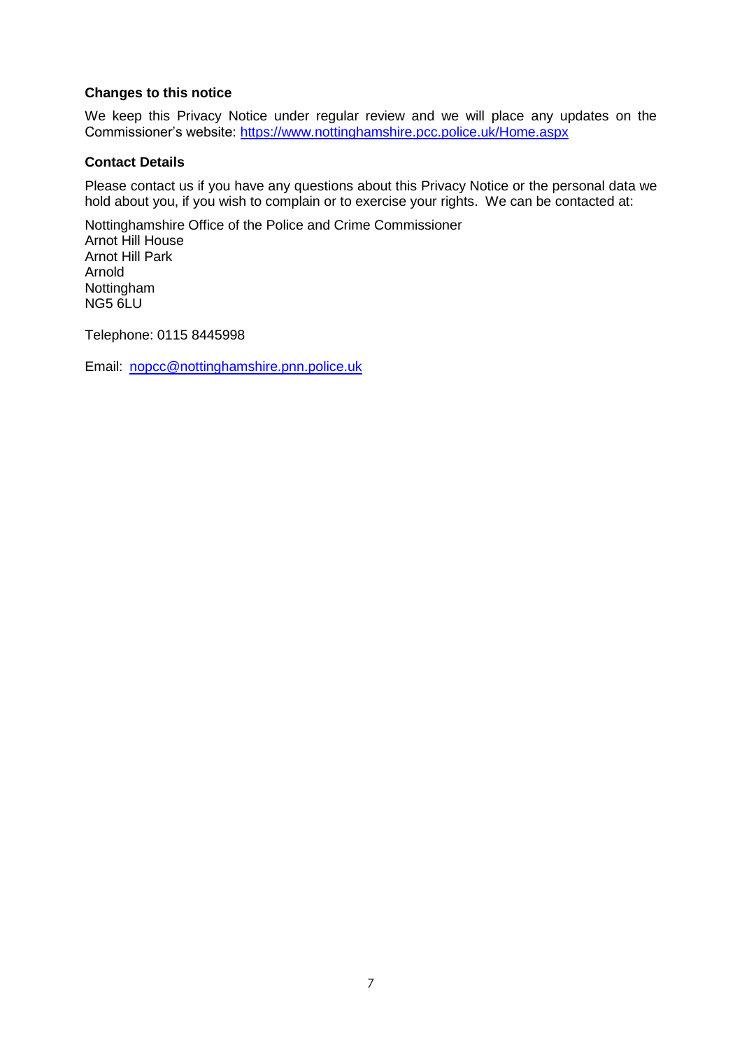**Changes to this notice**

We keep this Privacy Notice under regular review and we will place any updates on the Commissioner's website: https://www.nottinghamshire.pcc.police.uk/Home.aspx

**Contact Details**

Please contact us if you have any questions about this Privacy Notice or the personal data we hold about you, if you wish to complain or to exercise your rights. We can be contacted at:

Nottinghamshire Office of the Police and Crime Commissioner  
Arnot Hill House  
Arnot Hill Park  
Arnold  
Nottingham  
NG5 6LU

Telephone: 0115 8445998

Email: nopcc@nottinghamshire.pnn.police.uk